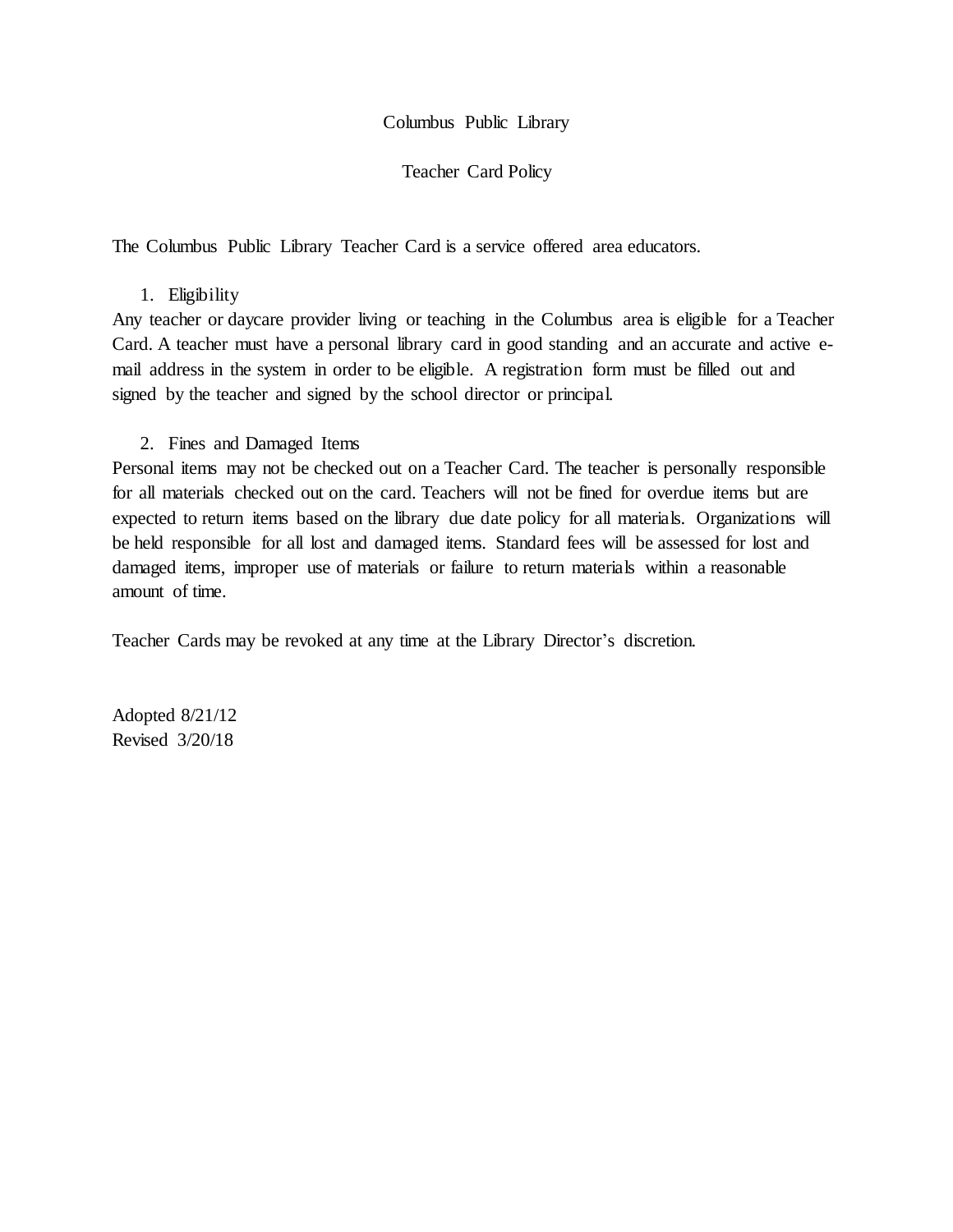# Columbus Public Library

## Teacher Card Policy

The Columbus Public Library Teacher Card is a service offered area educators.

1. Eligibility

Any teacher or daycare provider living or teaching in the Columbus area is eligible for a Teacher Card. A teacher must have a personal library card in good standing and an accurate and active e-mail address in the system in order to be eligible. A registration form must be filled out and signed by the teacher and signed by the school director or principal.

2. Fines and Damaged Items

Personal items may not be checked out on a Teacher Card. The teacher is personally responsible for all materials checked out on the card. Teachers will not be fined for overdue items but are expected to return items based on the library due date policy for all materials. Organizations will be held responsible for all lost and damaged items. Standard fees will be assessed for lost and damaged items, improper use of materials or failure to return materials within a reasonable amount of time.

Teacher Cards may be revoked at any time at the Library Director's discretion.

Adopted 8/21/12
Revised 3/20/18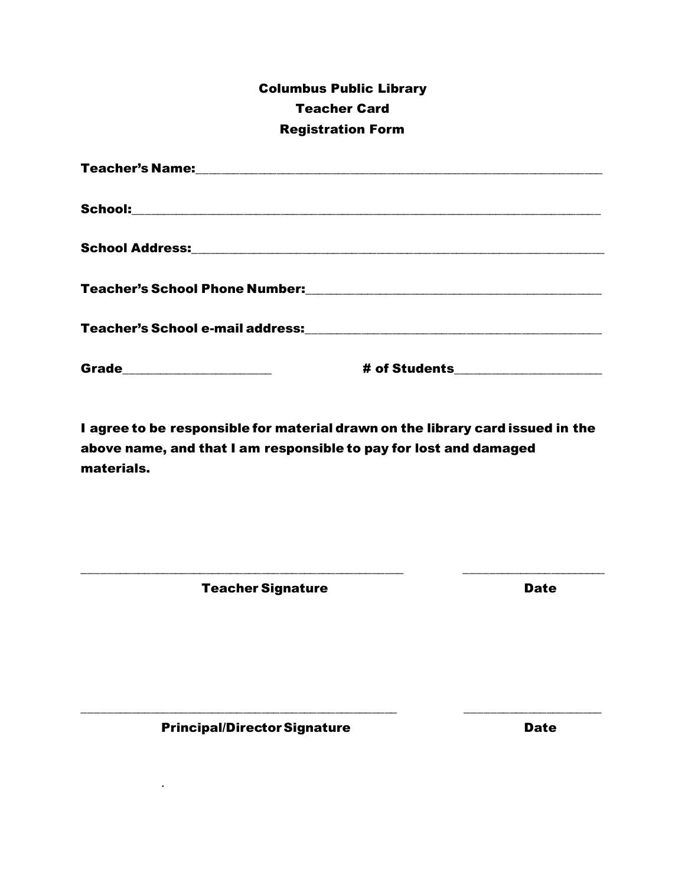**Columbus Public Library**
**Teacher Card**
**Registration Form**

**Teacher's Name:**________________________________________________________________

**School:**______________________________________________________________________

**School Address:**_______________________________________________________________

**Teacher's School Phone Number:**_________________________________________

**Teacher's School e-mail address:**_________________________________________

**Grade**______________________ **# of Students**______________________

**I agree to be responsible for material drawn on the library card issued in the above name, and that I am responsible to pay for lost and damaged materials.**

_________________________________________________ ____________________

**Teacher Signature** **Date**

_________________________________________________ ____________________

**Principal/Director Signature** **Date**

.